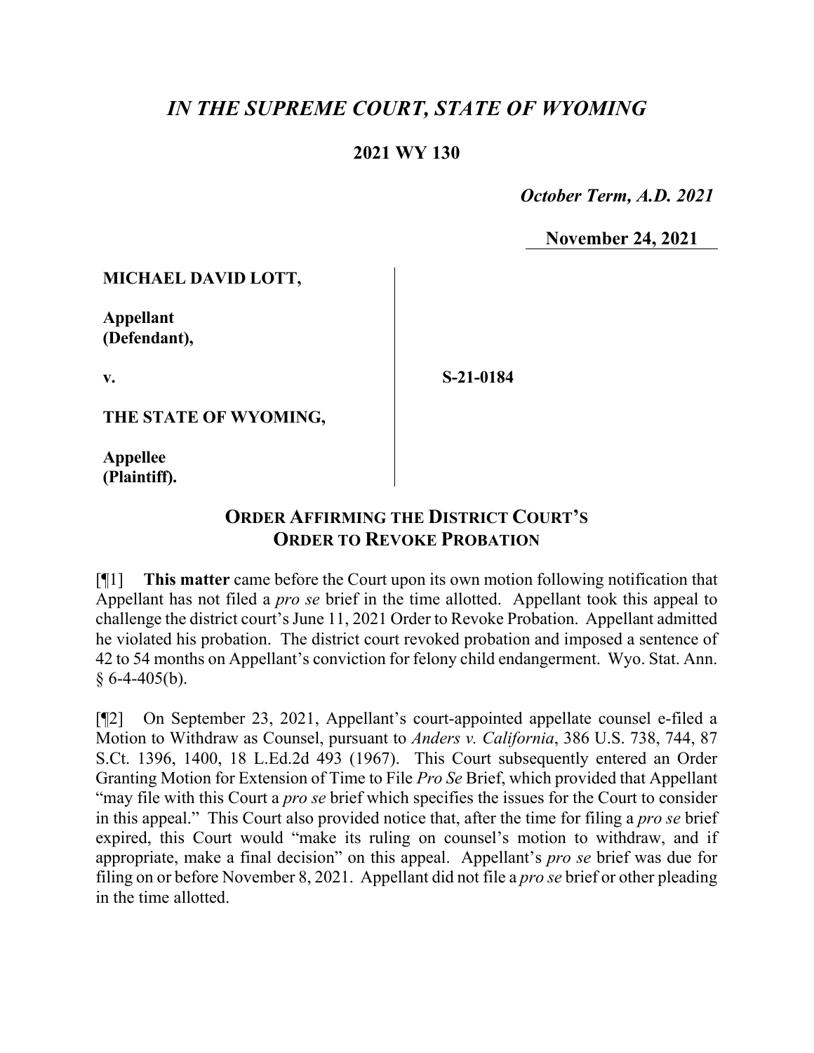# *IN THE SUPREME COURT, STATE OF WYOMING*

**2021 WY 130**

*October Term, A.D. 2021*

**November 24, 2021**

**MICHAEL DAVID LOTT,**

**Appellant (Defendant),**

**v.**

**THE STATE OF WYOMING,**

**Appellee (Plaintiff).**

**S-21-0184**

## ORDER AFFIRMING THE DISTRICT COURT'S ORDER TO REVOKE PROBATION

[¶1] **This matter** came before the Court upon its own motion following notification that Appellant has not filed a *pro se* brief in the time allotted. Appellant took this appeal to challenge the district court's June 11, 2021 Order to Revoke Probation. Appellant admitted he violated his probation. The district court revoked probation and imposed a sentence of 42 to 54 months on Appellant's conviction for felony child endangerment. Wyo. Stat. Ann. § 6-4-405(b).

[¶2] On September 23, 2021, Appellant's court-appointed appellate counsel e-filed a Motion to Withdraw as Counsel, pursuant to *Anders v. California*, 386 U.S. 738, 744, 87 S.Ct. 1396, 1400, 18 L.Ed.2d 493 (1967). This Court subsequently entered an Order Granting Motion for Extension of Time to File *Pro Se* Brief, which provided that Appellant "may file with this Court a *pro se* brief which specifies the issues for the Court to consider in this appeal." This Court also provided notice that, after the time for filing a *pro se* brief expired, this Court would "make its ruling on counsel's motion to withdraw, and if appropriate, make a final decision" on this appeal. Appellant's *pro se* brief was due for filing on or before November 8, 2021. Appellant did not file a *pro se* brief or other pleading in the time allotted.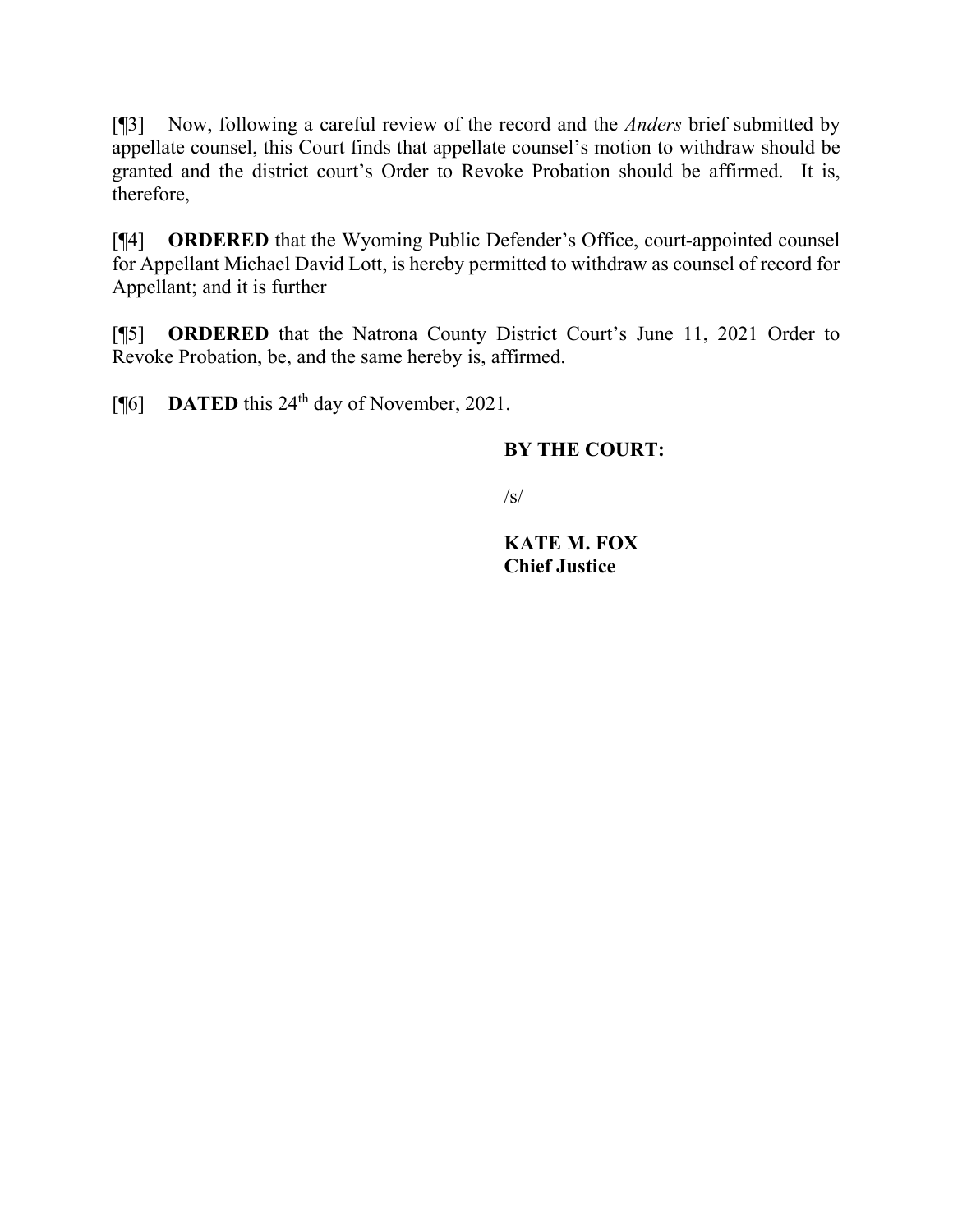[¶3] Now, following a careful review of the record and the *Anders* brief submitted by appellate counsel, this Court finds that appellate counsel's motion to withdraw should be granted and the district court's Order to Revoke Probation should be affirmed. It is, therefore,

[¶4] **ORDERED** that the Wyoming Public Defender's Office, court-appointed counsel for Appellant Michael David Lott, is hereby permitted to withdraw as counsel of record for Appellant; and it is further

[¶5] **ORDERED** that the Natrona County District Court's June 11, 2021 Order to Revoke Probation, be, and the same hereby is, affirmed.

[¶6] **DATED** this 24th day of November, 2021.

**BY THE COURT:**

/s/

**KATE M. FOX**
**Chief Justice**